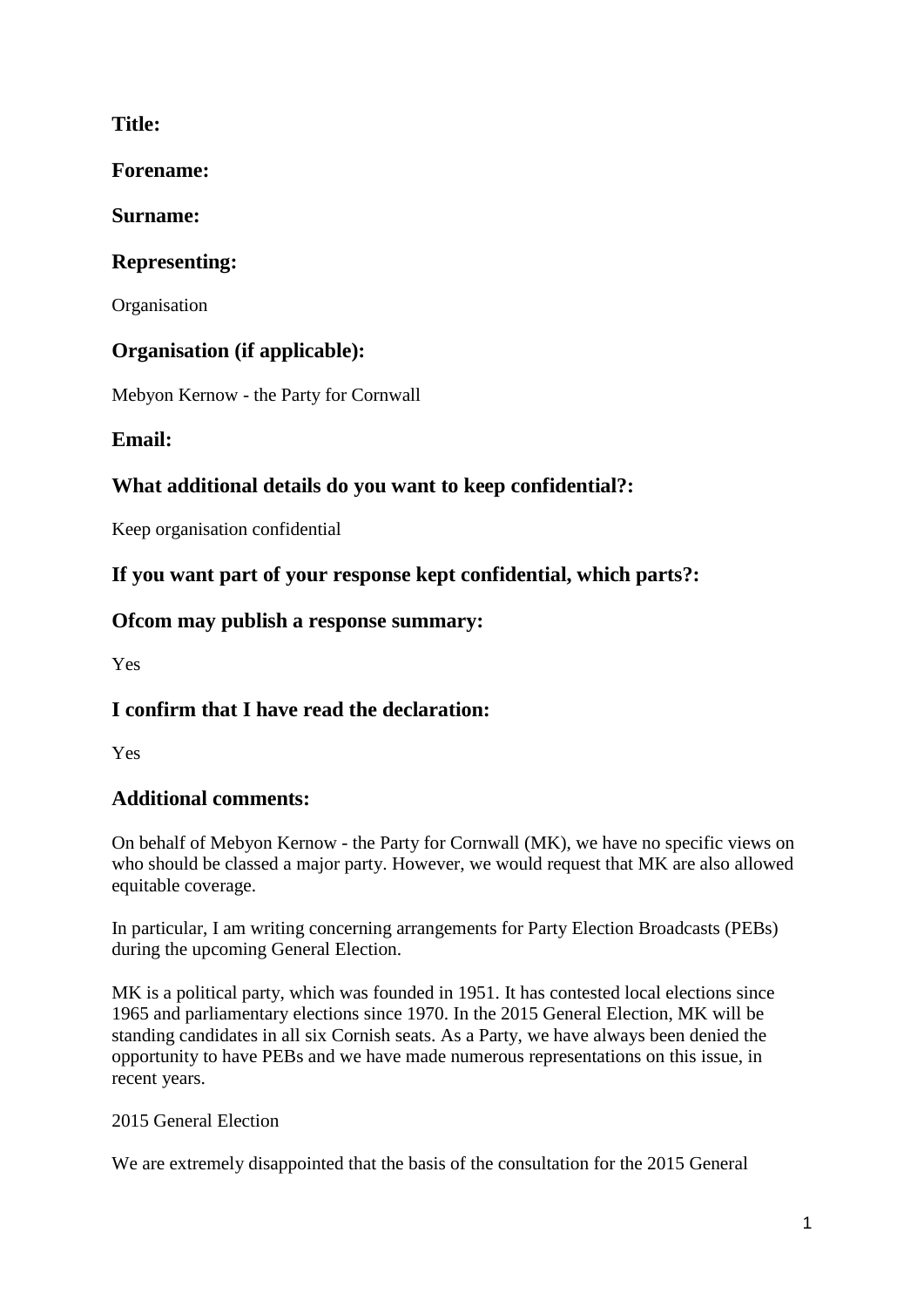**Title:**

**Forename:**

**Surname:**

**Representing:**

Organisation

**Organisation (if applicable):**

Mebyon Kernow - the Party for Cornwall

**Email:**

**What additional details do you want to keep confidential?:**

Keep organisation confidential

**If you want part of your response kept confidential, which parts?:**

**Ofcom may publish a response summary:**

Yes

**I confirm that I have read the declaration:**

Yes

**Additional comments:**

On behalf of Mebyon Kernow - the Party for Cornwall (MK), we have no specific views on who should be classed a major party. However, we would request that MK are also allowed equitable coverage.

In particular, I am writing concerning arrangements for Party Election Broadcasts (PEBs) during the upcoming General Election.

MK is a political party, which was founded in 1951. It has contested local elections since 1965 and parliamentary elections since 1970. In the 2015 General Election, MK will be standing candidates in all six Cornish seats. As a Party, we have always been denied the opportunity to have PEBs and we have made numerous representations on this issue, in recent years.

2015 General Election

We are extremely disappointed that the basis of the consultation for the 2015 General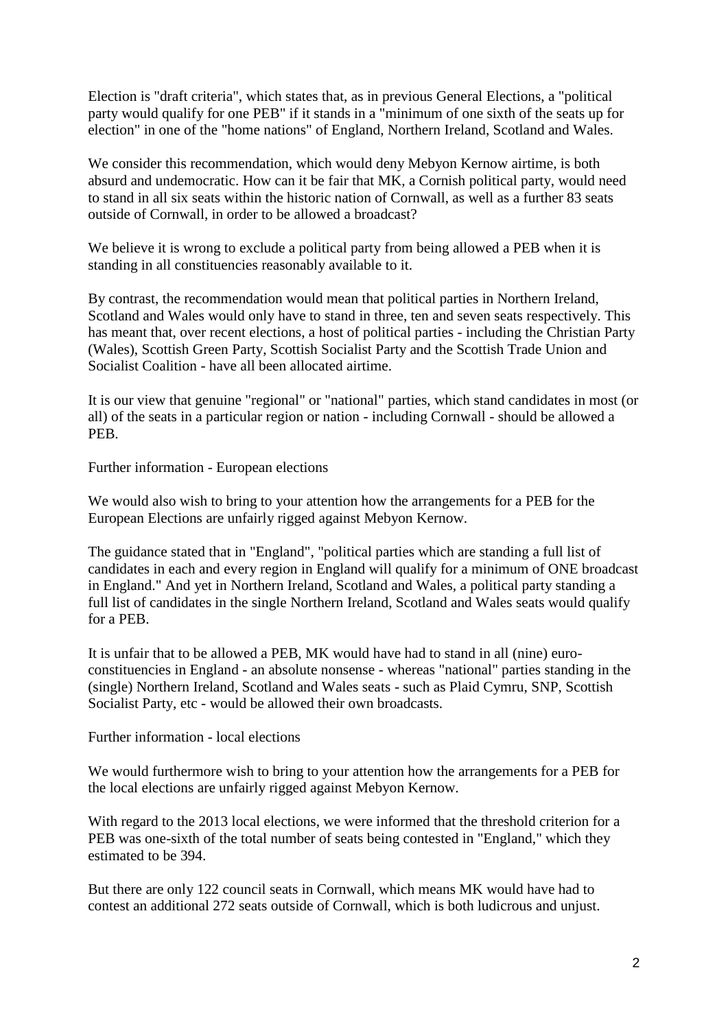Election is "draft criteria", which states that, as in previous General Elections, a "political party would qualify for one PEB" if it stands in a "minimum of one sixth of the seats up for election" in one of the "home nations" of England, Northern Ireland, Scotland and Wales.

We consider this recommendation, which would deny Mebyon Kernow airtime, is both absurd and undemocratic. How can it be fair that MK, a Cornish political party, would need to stand in all six seats within the historic nation of Cornwall, as well as a further 83 seats outside of Cornwall, in order to be allowed a broadcast?

We believe it is wrong to exclude a political party from being allowed a PEB when it is standing in all constituencies reasonably available to it.

By contrast, the recommendation would mean that political parties in Northern Ireland, Scotland and Wales would only have to stand in three, ten and seven seats respectively. This has meant that, over recent elections, a host of political parties - including the Christian Party (Wales), Scottish Green Party, Scottish Socialist Party and the Scottish Trade Union and Socialist Coalition - have all been allocated airtime.

It is our view that genuine "regional" or "national" parties, which stand candidates in most (or all) of the seats in a particular region or nation - including Cornwall - should be allowed a PEB.

Further information - European elections

We would also wish to bring to your attention how the arrangements for a PEB for the European Elections are unfairly rigged against Mebyon Kernow.

The guidance stated that in "England", "political parties which are standing a full list of candidates in each and every region in England will qualify for a minimum of ONE broadcast in England." And yet in Northern Ireland, Scotland and Wales, a political party standing a full list of candidates in the single Northern Ireland, Scotland and Wales seats would qualify for a PEB.

It is unfair that to be allowed a PEB, MK would have had to stand in all (nine) euro-constituencies in England - an absolute nonsense - whereas "national" parties standing in the (single) Northern Ireland, Scotland and Wales seats - such as Plaid Cymru, SNP, Scottish Socialist Party, etc - would be allowed their own broadcasts.

Further information - local elections

We would furthermore wish to bring to your attention how the arrangements for a PEB for the local elections are unfairly rigged against Mebyon Kernow.

With regard to the 2013 local elections, we were informed that the threshold criterion for a PEB was one-sixth of the total number of seats being contested in "England," which they estimated to be 394.

But there are only 122 council seats in Cornwall, which means MK would have had to contest an additional 272 seats outside of Cornwall, which is both ludicrous and unjust.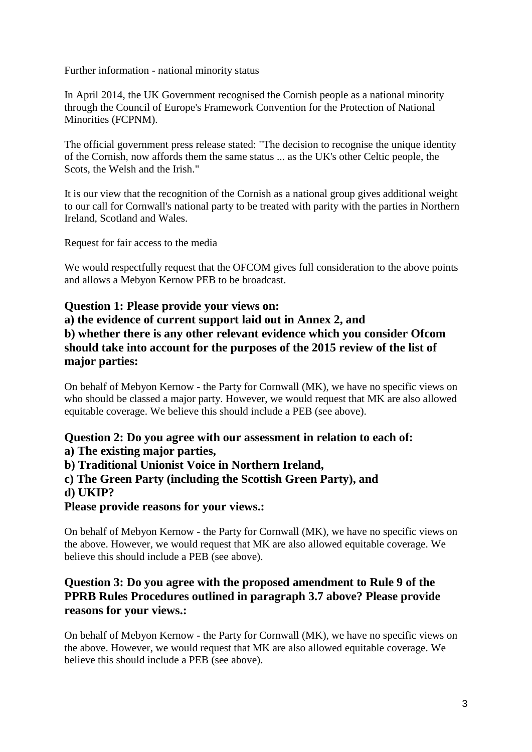Further information - national minority status

In April 2014, the UK Government recognised the Cornish people as a national minority through the Council of Europe's Framework Convention for the Protection of National Minorities (FCPNM).

The official government press release stated: "The decision to recognise the unique identity of the Cornish, now affords them the same status ... as the UK's other Celtic people, the Scots, the Welsh and the Irish."

It is our view that the recognition of the Cornish as a national group gives additional weight to our call for Cornwall's national party to be treated with parity with the parties in Northern Ireland, Scotland and Wales.

Request for fair access to the media

We would respectfully request that the OFCOM gives full consideration to the above points and allows a Mebyon Kernow PEB to be broadcast.

**Question 1: Please provide your views on:**
**a) the evidence of current support laid out in Annex 2, and**
**b) whether there is any other relevant evidence which you consider Ofcom should take into account for the purposes of the 2015 review of the list of major parties:**

On behalf of Mebyon Kernow - the Party for Cornwall (MK), we have no specific views on who should be classed a major party. However, we would request that MK are also allowed equitable coverage. We believe this should include a PEB (see above).

**Question 2: Do you agree with our assessment in relation to each of:**
**a) The existing major parties,**
**b) Traditional Unionist Voice in Northern Ireland,**
**c) The Green Party (including the Scottish Green Party), and**
**d) UKIP?**
**Please provide reasons for your views.:**

On behalf of Mebyon Kernow - the Party for Cornwall (MK), we have no specific views on the above. However, we would request that MK are also allowed equitable coverage. We believe this should include a PEB (see above).

**Question 3: Do you agree with the proposed amendment to Rule 9 of the PPRB Rules Procedures outlined in paragraph 3.7 above? Please provide reasons for your views.:**

On behalf of Mebyon Kernow - the Party for Cornwall (MK), we have no specific views on the above. However, we would request that MK are also allowed equitable coverage. We believe this should include a PEB (see above).